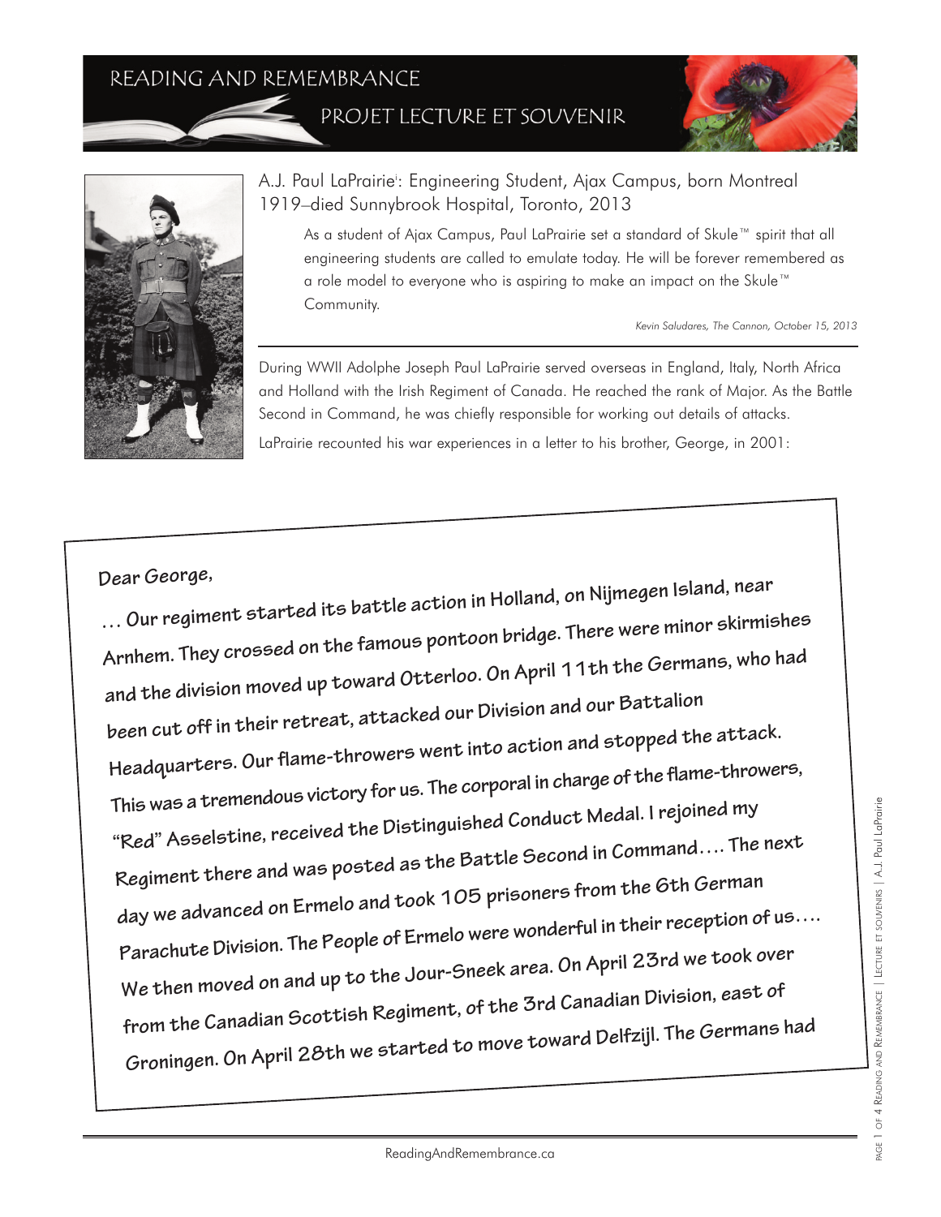# READING AND REMEMBRANCE

## PROJET LECTURE ET SOUVENIR

A.J. Paul LaPrairie[i]: Engineering Student, Ajax Campus, born Montreal 1919–died Sunnybrook Hospital, Toronto, 2013

> As a student of Ajax Campus, Paul LaPrairie set a standard of Skule™ spirit that all engineering students are called to emulate today. He will be forever remembered as a role model to everyone who is aspiring to make an impact on the Skule™ Community.
>
> *Kevin Saludares, The Cannon, October 15, 2013*

During WWII Adolphe Joseph Paul LaPrairie served overseas in England, Italy, North Africa and Holland with the Irish Regiment of Canada. He reached the rank of Major. As the Battle Second in Command, he was chiefly responsible for working out details of attacks.

LaPrairie recounted his war experiences in a letter to his brother, George, in 2001:

**Dear George,**

**… Our regiment started its battle action in Holland, on Nijmegen Island, near Arnhem. They crossed on the famous pontoon bridge. There were minor skirmishes and the division moved up toward Otterloo. On April 11th the Germans, who had been cut off in their retreat, attacked our Division and our Battalion Headquarters. Our flame-throwers went into action and stopped the attack. This was a tremendous victory for us. The corporal in charge of the flame-throwers, "Red" Asselstine, received the Distinguished Conduct Medal. I rejoined my Regiment there and was posted as the Battle Second in Command…. The next day we advanced on Ermelo and took 105 prisoners from the 6th German Parachute Division. The People of Ermelo were wonderful in their reception of us…. We then moved on and up to the Jour-Sneek area. On April 23rd we took over from the Canadian Scottish Regiment, of the 3rd Canadian Division, east of Groningen. On April 28th we started to move toward Delfzijl. The Germans had**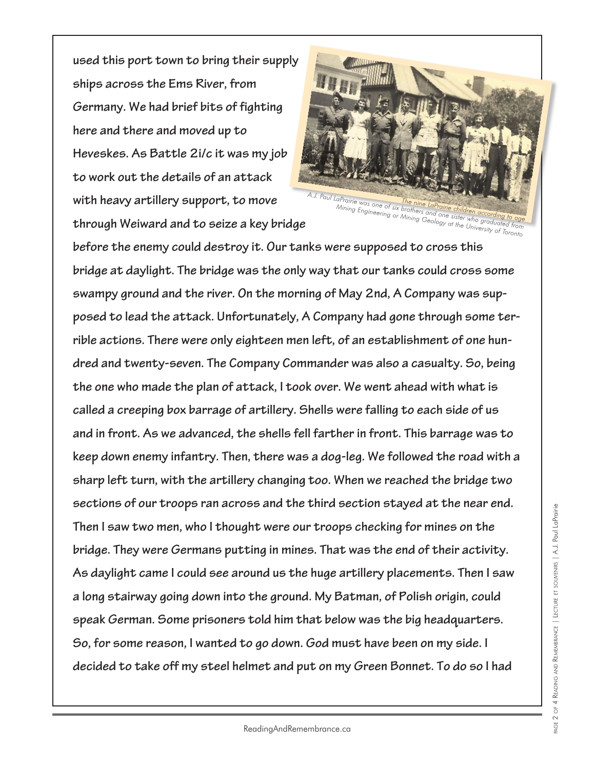used this port town to bring their supply ships across the Ems River, from Germany. We had brief bits of fighting here and there and moved up to Heveskes. As Battle 2i/c it was my job to work out the details of an attack with heavy artillery support, to move through Weiward and to seize a key bridge before the enemy could destroy it. Our tanks were supposed to cross this bridge at daylight. The bridge was the only way that our tanks could cross some swampy ground and the river. On the morning of May 2nd, A Company was supposed to lead the attack. Unfortunately, A Company had gone through some terrible actions. There were only eighteen men left, of an establishment of one hundred and twenty-seven. The Company Commander was also a casualty. So, being the one who made the plan of attack, I took over. We went ahead with what is called a creeping box barrage of artillery. Shells were falling to each side of us and in front. As we advanced, the shells fell farther in front. This barrage was to keep down enemy infantry. Then, there was a dog-leg. We followed the road with a sharp left turn, with the artillery changing too. When we reached the bridge two sections of our troops ran across and the third section stayed at the near end. Then I saw two men, who I thought were our troops checking for mines on the bridge. They were Germans putting in mines. That was the end of their activity. As daylight came I could see around us the huge artillery placements. Then I saw a long stairway going down into the ground. My Batman, of Polish origin, could speak German. Some prisoners told him that below was the big headquarters. So, for some reason, I wanted to go down. God must have been on my side. I decided to take off my steel helmet and put on my Green Bonnet. To do so I had

*The nine LaPrairie children according to age*

*A.J. Paul LaPrairie was one of six brothers and one sister who graduated from Mining Engineering or Mining Geology at the University of Toronto*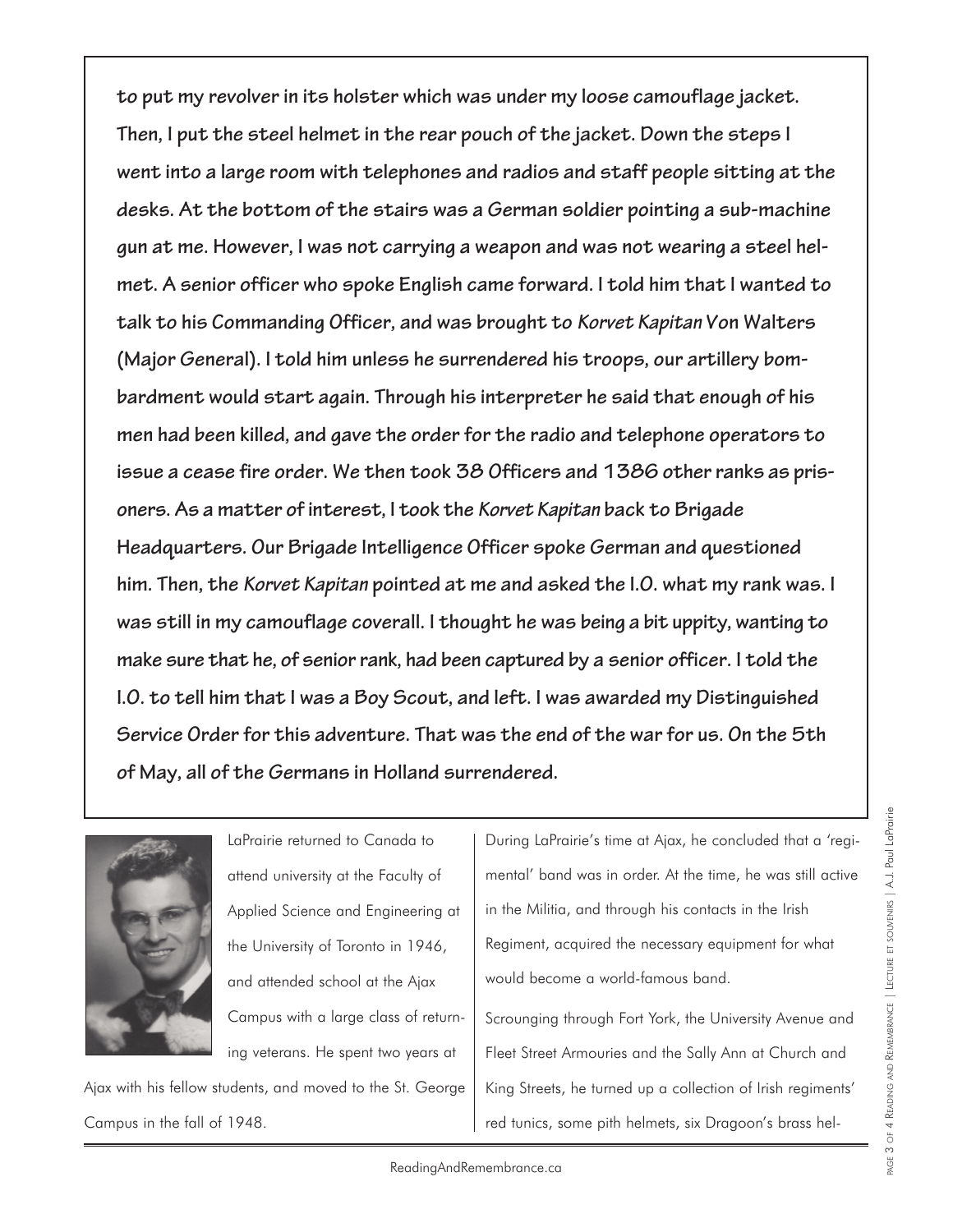**to put my revolver in its holster which was under my loose camouflage jacket. Then, I put the steel helmet in the rear pouch of the jacket. Down the steps I went into a large room with telephones and radios and staff people sitting at the desks. At the bottom of the stairs was a German soldier pointing a sub-machine gun at me. However, I was not carrying a weapon and was not wearing a steel helmet. A senior officer who spoke English came forward. I told him that I wanted to talk to his Commanding Officer, and was brought to *Korvet Kapitan* Von Walters (Major General). I told him unless he surrendered his troops, our artillery bombardment would start again. Through his interpreter he said that enough of his men had been killed, and gave the order for the radio and telephone operators to issue a cease fire order. We then took 38 Officers and 1386 other ranks as prisoners. As a matter of interest, I took the *Korvet Kapitan* back to Brigade Headquarters. Our Brigade Intelligence Officer spoke German and questioned him. Then, the *Korvet Kapitan* pointed at me and asked the I.O. what my rank was. I was still in my camouflage coverall. I thought he was being a bit uppity, wanting to make sure that he, of senior rank, had been captured by a senior officer. I told the I.O. to tell him that I was a Boy Scout, and left. I was awarded my Distinguished Service Order for this adventure. That was the end of the war for us. On the 5th of May, all of the Germans in Holland surrendered.**

LaPrairie returned to Canada to attend university at the Faculty of Applied Science and Engineering at the University of Toronto in 1946, and attended school at the Ajax Campus with a large class of returning veterans. He spent two years at Ajax with his fellow students, and moved to the St. George Campus in the fall of 1948.

During LaPrairie's time at Ajax, he concluded that a 'regimental' band was in order. At the time, he was still active in the Militia, and through his contacts in the Irish Regiment, acquired the necessary equipment for what would become a world-famous band.

Scrounging through Fort York, the University Avenue and Fleet Street Armouries and the Sally Ann at Church and King Streets, he turned up a collection of Irish regiments' red tunics, some pith helmets, six Dragoon's brass hel-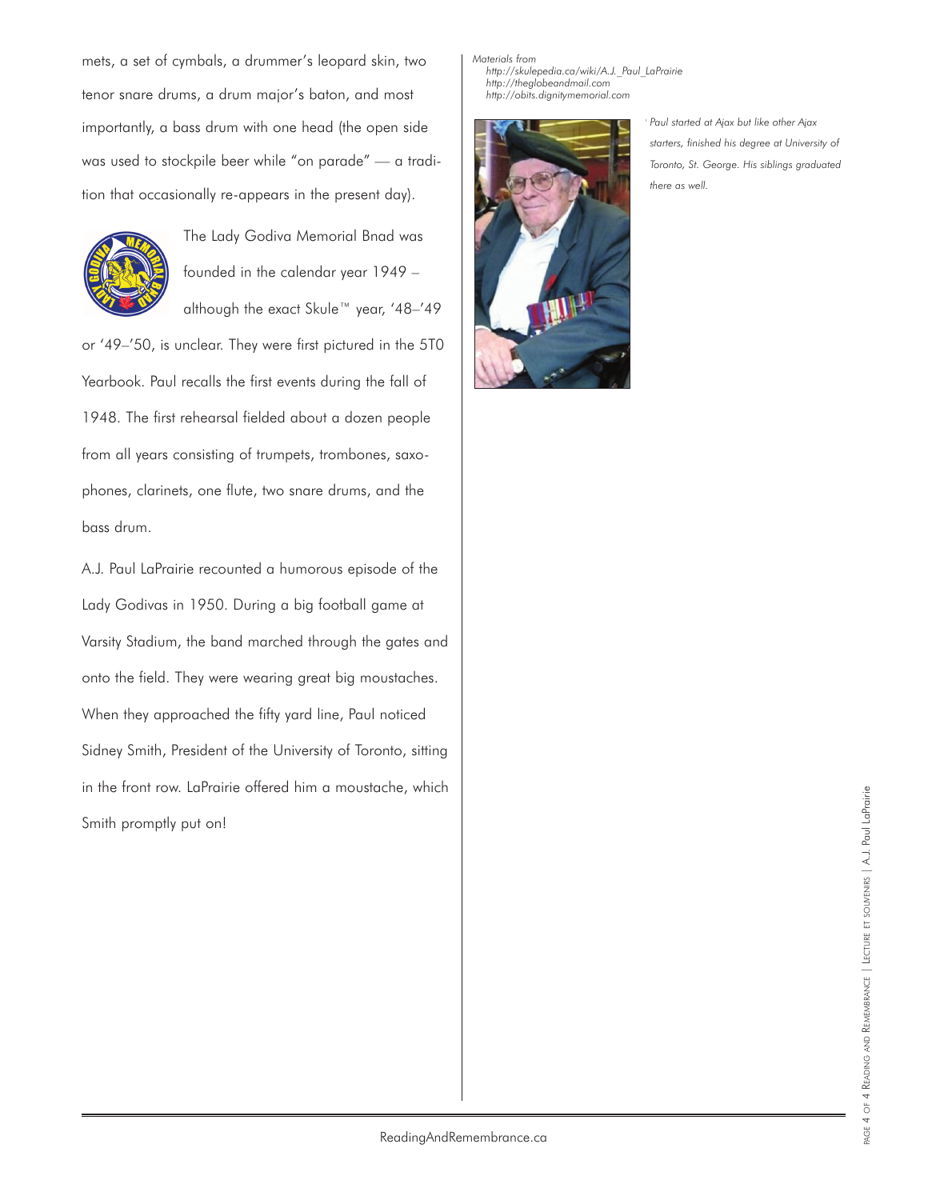mets, a set of cymbals, a drummer's leopard skin, two tenor snare drums, a drum major's baton, and most importantly, a bass drum with one head (the open side was used to stockpile beer while "on parade" — a tradition that occasionally re-appears in the present day).

The Lady Godiva Memorial Bnad was founded in the calendar year 1949 – although the exact Skule™ year, '48–'49 or '49–'50, is unclear. They were first pictured in the 5T0 Yearbook. Paul recalls the first events during the fall of 1948. The first rehearsal fielded about a dozen people from all years consisting of trumpets, trombones, saxophones, clarinets, one flute, two snare drums, and the bass drum.

A.J. Paul LaPrairie recounted a humorous episode of the Lady Godivas in 1950. During a big football game at Varsity Stadium, the band marched through the gates and onto the field. They were wearing great big moustaches. When they approached the fifty yard line, Paul noticed Sidney Smith, President of the University of Toronto, sitting in the front row. LaPrairie offered him a moustache, which Smith promptly put on!

*Materials from*
*http://skulepedia.ca/wiki/A.J._Paul_LaPrairie*
*http://theglobeandmail.com*
*http://obits.dignitymemorial.com*

[1] *Paul started at Ajax but like other Ajax starters, finished his degree at University of Toronto, St. George. His siblings graduated there as well.*